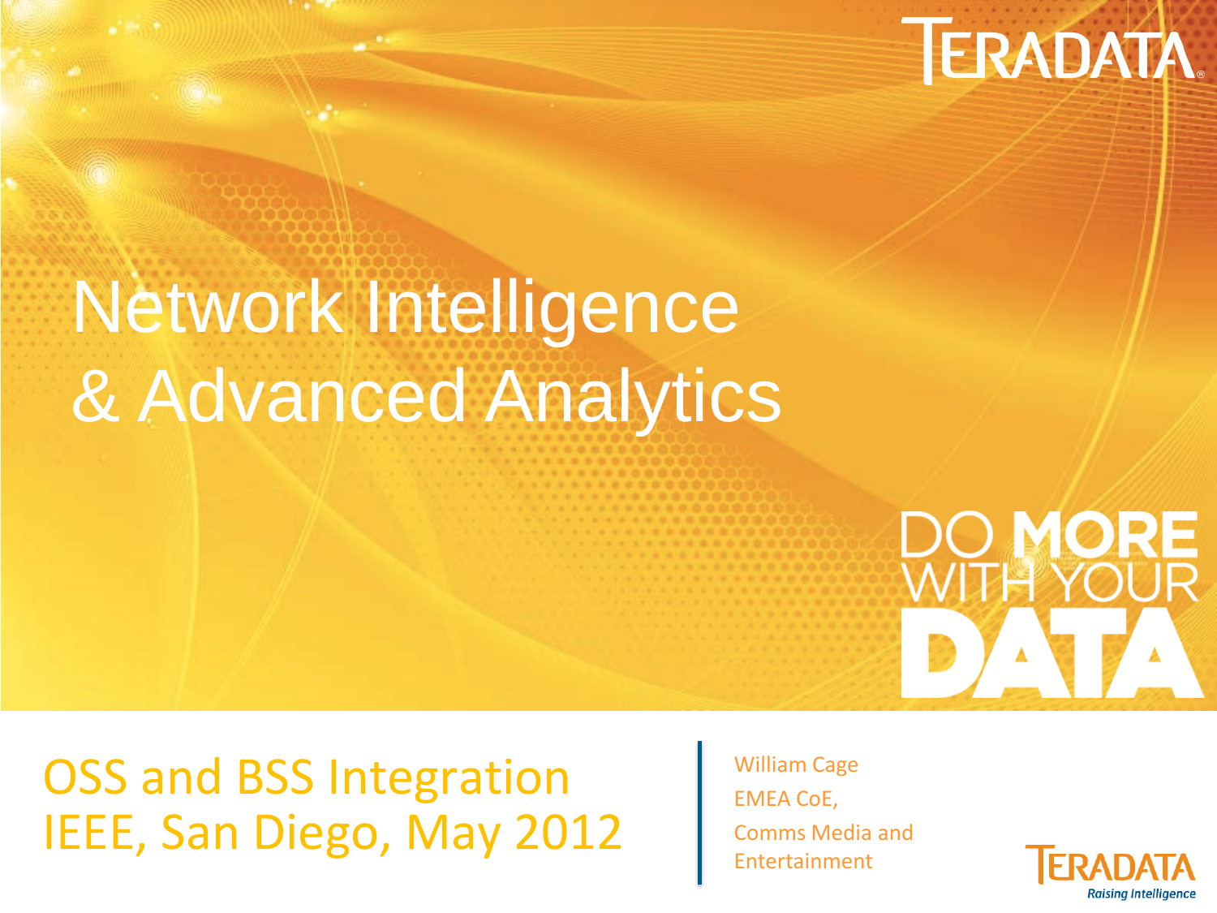TERADATA

# Network Intelligence & Advanced Analytics

DO MORE WITH YOUR DATA

## OSS and BSS Integration
## IEEE, San Diego, May 2012

William Cage
EMEA CoE,
Comms Media and Entertainment

TERADATA
*Raising Intelligence*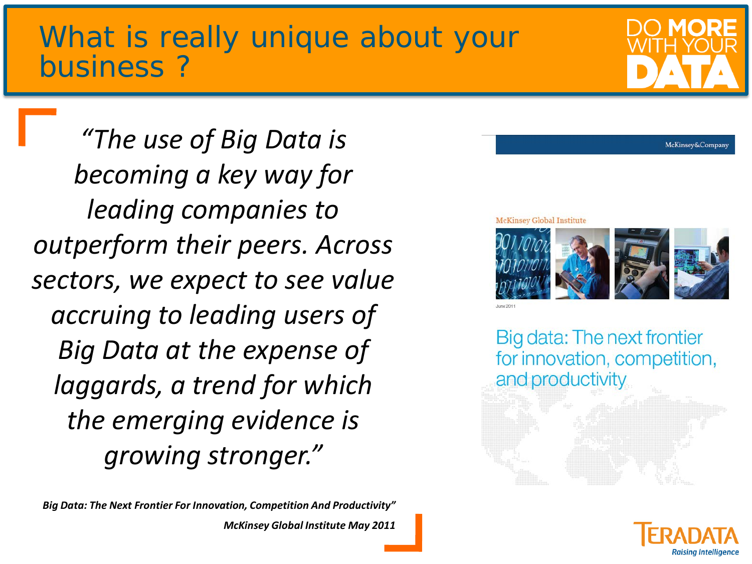# What is really unique about your business ?

DO MORE WITH YOUR DATA

*"The use of Big Data is becoming a key way for leading companies to outperform their peers. Across sectors, we expect to see value accruing to leading users of Big Data at the expense of laggards, a trend for which the emerging evidence is growing stronger."*

***Big Data: The Next Frontier For Innovation, Competition And Productivity"***

***McKinsey Global Institute May 2011***

McKinsey&Company

McKinsey Global Institute

June 2011

Big data: The next frontier for innovation, competition, and productivity

TERADATA
*Raising Intelligence*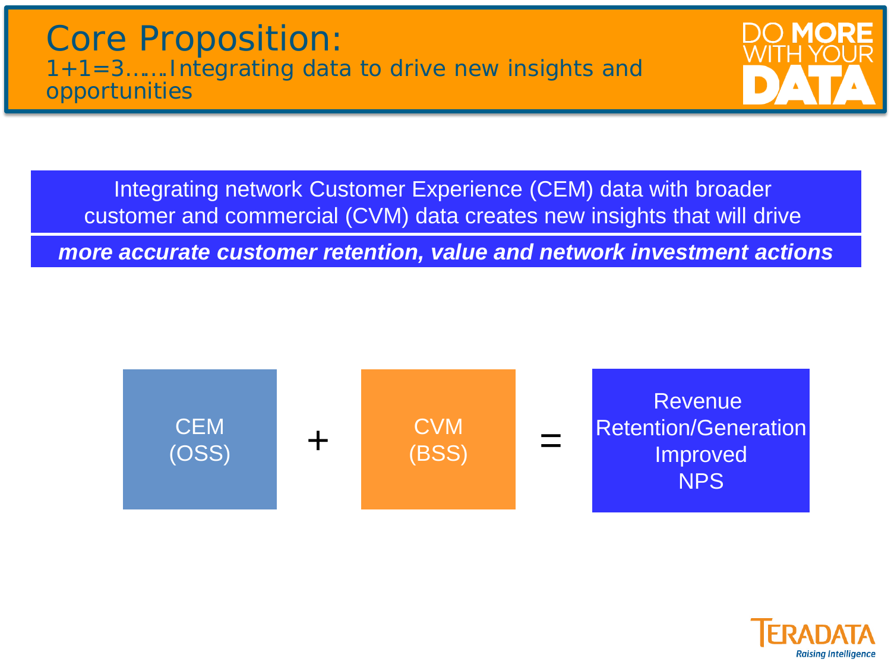# Core Proposition:

1+1=3……Integrating data to drive new insights and opportunities

DO MORE WITH YOUR DATA

Integrating network Customer Experience (CEM) data with broader customer and commercial (CVM) data creates new insights that will drive

***more accurate customer retention, value and network investment actions***

CEM (OSS) + CVM (BSS) = Revenue Retention/Generation Improved NPS

TERADATA
Raising Intelligence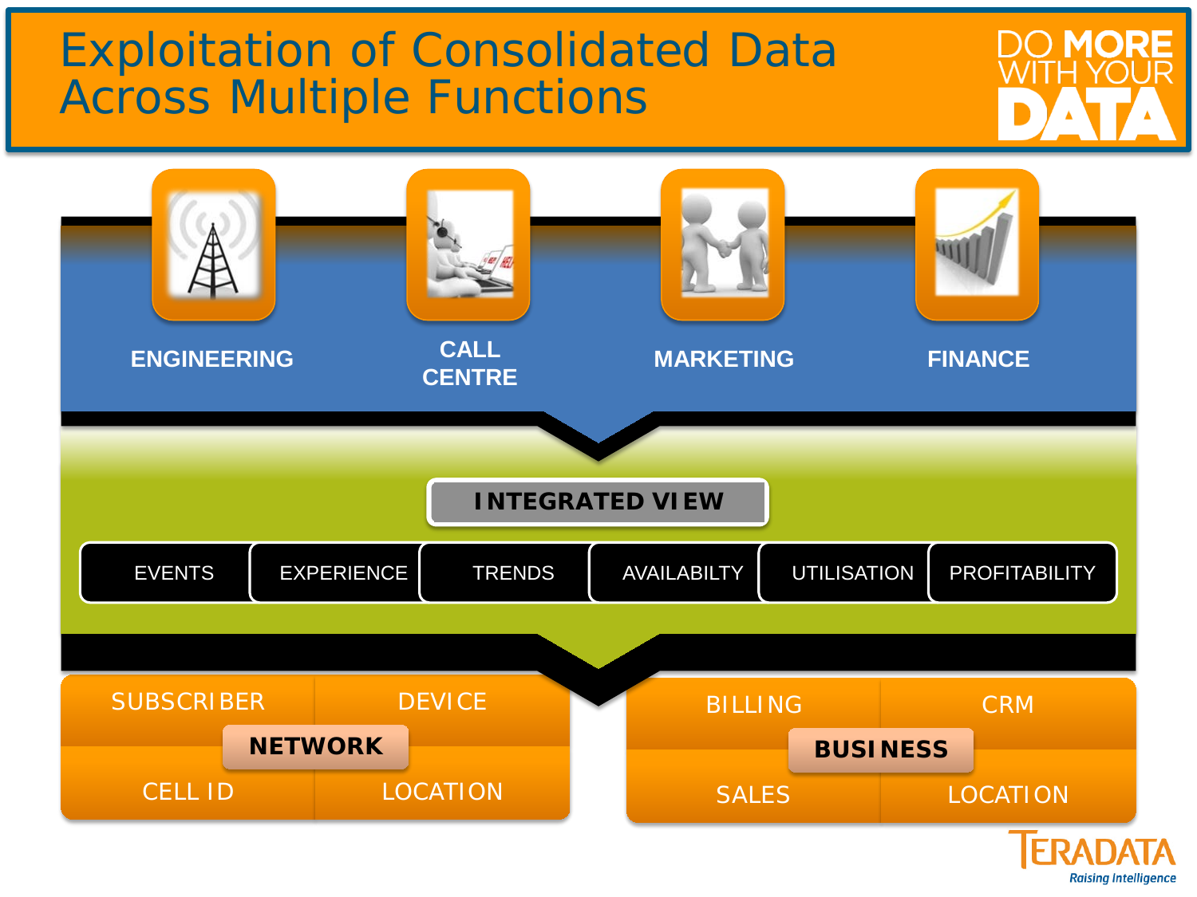# Exploitation of Consolidated Data Across Multiple Functions

DO MORE WITH YOUR DATA

ENGINEERING

CALL CENTRE

MARKETING

FINANCE

**INTEGRATED VIEW**

EVENTS | EXPERIENCE | TRENDS | AVAILABILTY | UTILISATION | PROFITABILITY

**NETWORK**

- SUBSCRIBER
- DEVICE
- CELL ID
- LOCATION

**BUSINESS**

- BILLING
- CRM
- SALES
- LOCATION

TERADATA

*Raising Intelligence*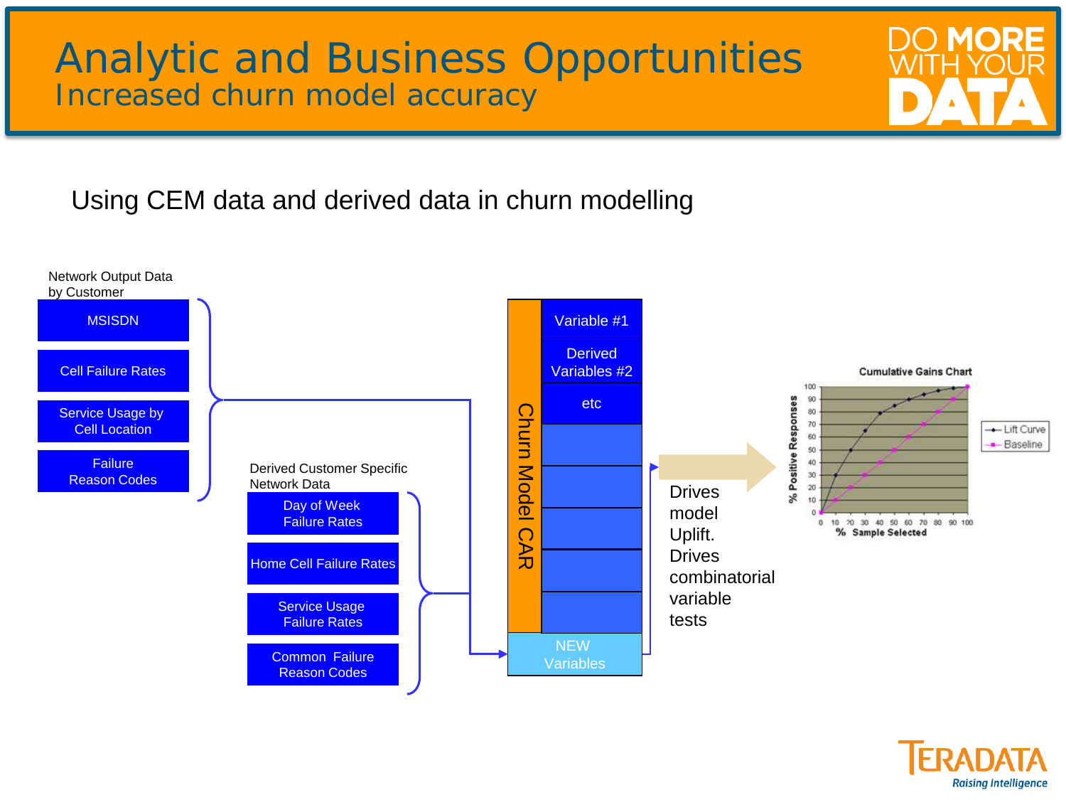# Analytic and Business Opportunities

## Increased churn model accuracy

DO MORE WITH YOUR DATA

Using CEM data and derived data in churn modelling

Network Output Data by Customer

- MSISDN
- Cell Failure Rates
- Service Usage by Cell Location
- Failure Reason Codes

Derived Customer Specific Network Data

- Day of Week Failure Rates
- Home Cell Failure Rates
- Service Usage Failure Rates
- Common Failure Reason Codes

Churn Model CAR

- Variable #1
- Derived Variables #2
- etc
- NEW Variables

Drives model Uplift. Drives combinatorial variable tests

Cumulative Gains Chart

% Positive Responses

% Sample Selected

- Lift Curve
- Baseline

TERADATA
Raising Intelligence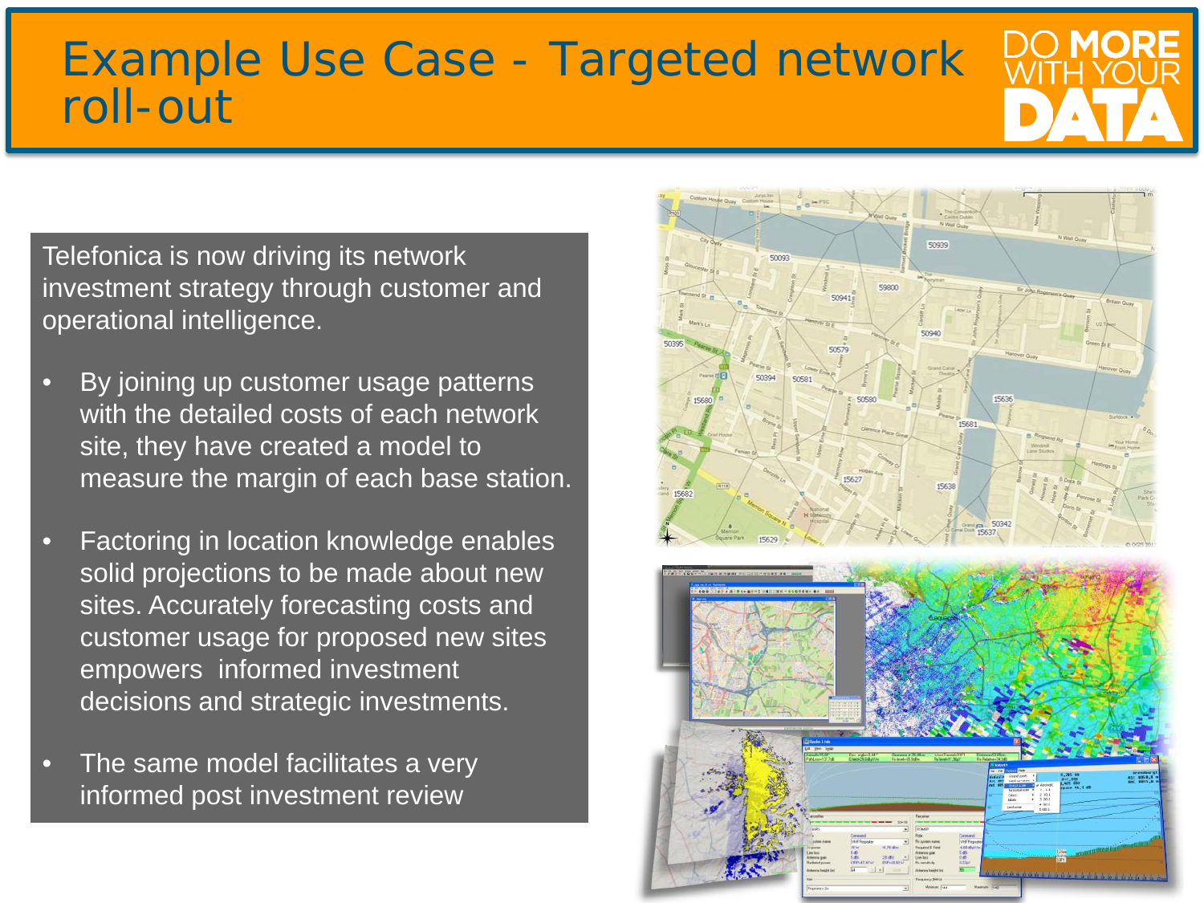# Example Use Case - Targeted network roll-out

Telefonica is now driving its network investment strategy through customer and operational intelligence.

- By joining up customer usage patterns with the detailed costs of each network site, they have created a model to measure the margin of each base station.
- Factoring in location knowledge enables solid projections to be made about new sites. Accurately forecasting costs and customer usage for proposed new sites empowers informed investment decisions and strategic investments.
- The same model facilitates a very informed post investment review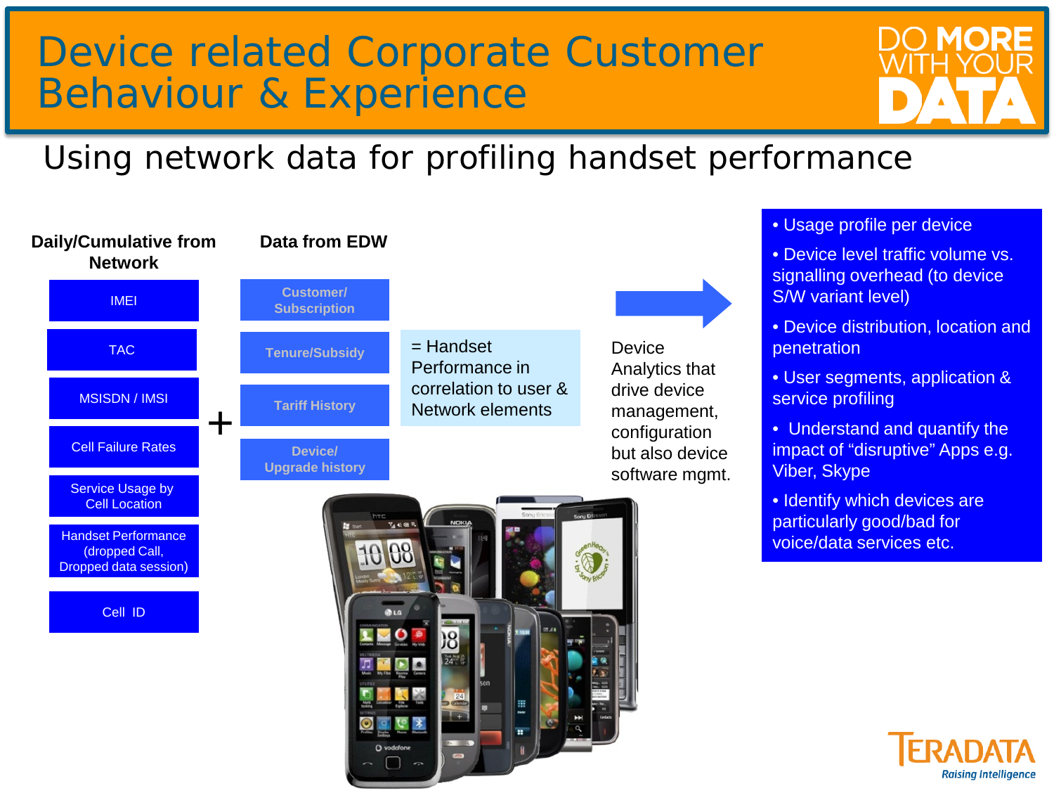# Device related Corporate Customer Behaviour & Experience

DO MORE WITH YOUR DATA

## Using network data for profiling handset performance

**Daily/Cumulative from Network**

- IMEI
- TAC
- MSISDN / IMSI
- Cell Failure Rates
- Service Usage by Cell Location
- Handset Performance (dropped Call, Dropped data session)
- Cell ID

+

**Data from EDW**

- Customer/ Subscription
- Tenure/Subsidy
- Tariff History
- Device/ Upgrade history

= Handset Performance in correlation to user & Network elements

Device Analytics that drive device management, configuration but also device software mgmt.

- Usage profile per device
- Device level traffic volume vs. signalling overhead (to device S/W variant level)
- Device distribution, location and penetration
- User segments, application & service profiling
- Understand and quantify the impact of “disruptive” Apps e.g. Viber, Skype
- Identify which devices are particularly good/bad for voice/data services etc.

TERADATA
*Raising Intelligence*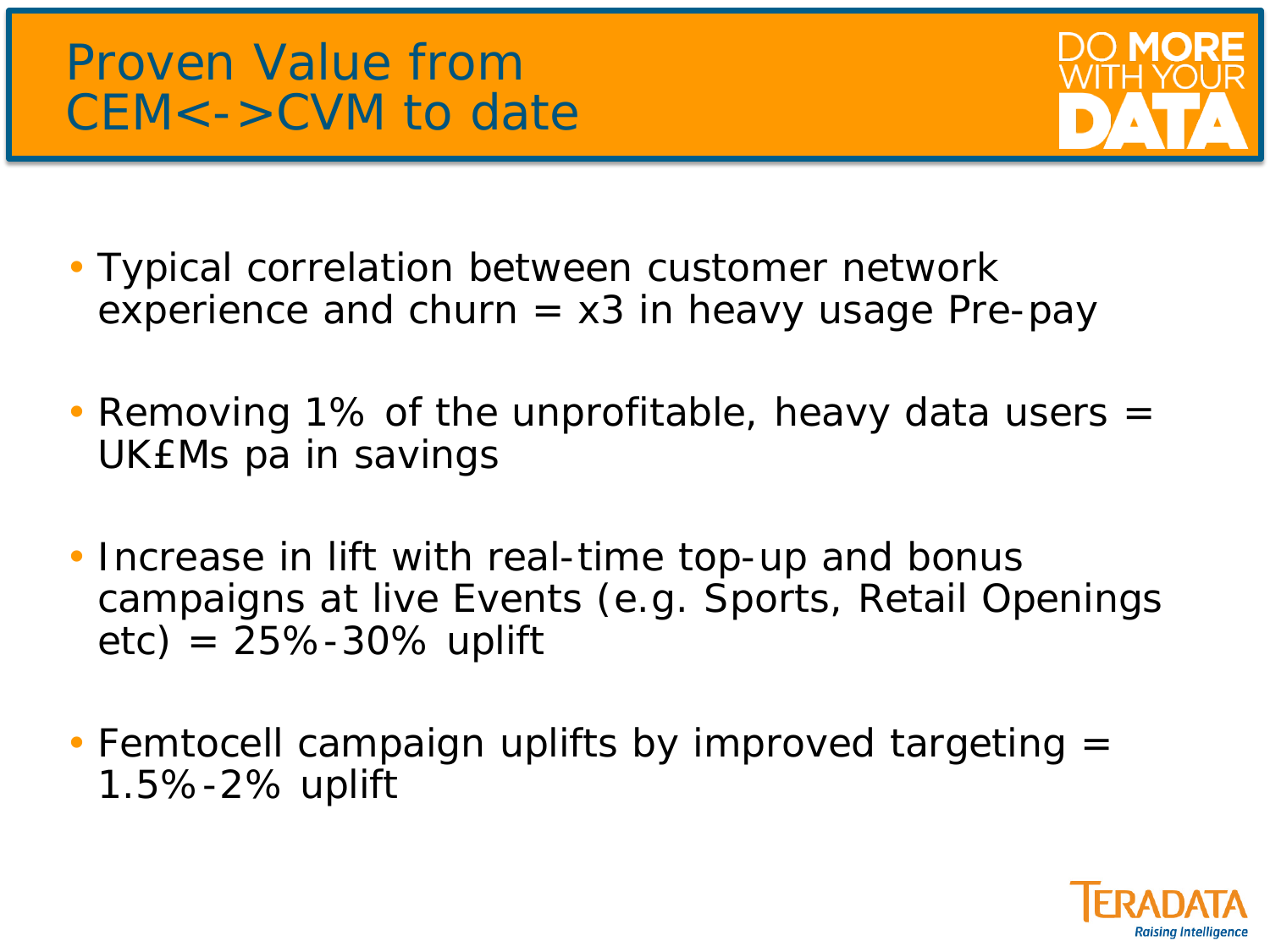# Proven Value from CEM<->CVM to date

- Typical correlation between customer network experience and churn = x3 in heavy usage Pre-pay
- Removing 1% of the unprofitable, heavy data users = UK£Ms pa in savings
- Increase in lift with real-time top-up and bonus campaigns at live Events (e.g. Sports, Retail Openings etc) = 25%-30% uplift
- Femtocell campaign uplifts by improved targeting = 1.5%-2% uplift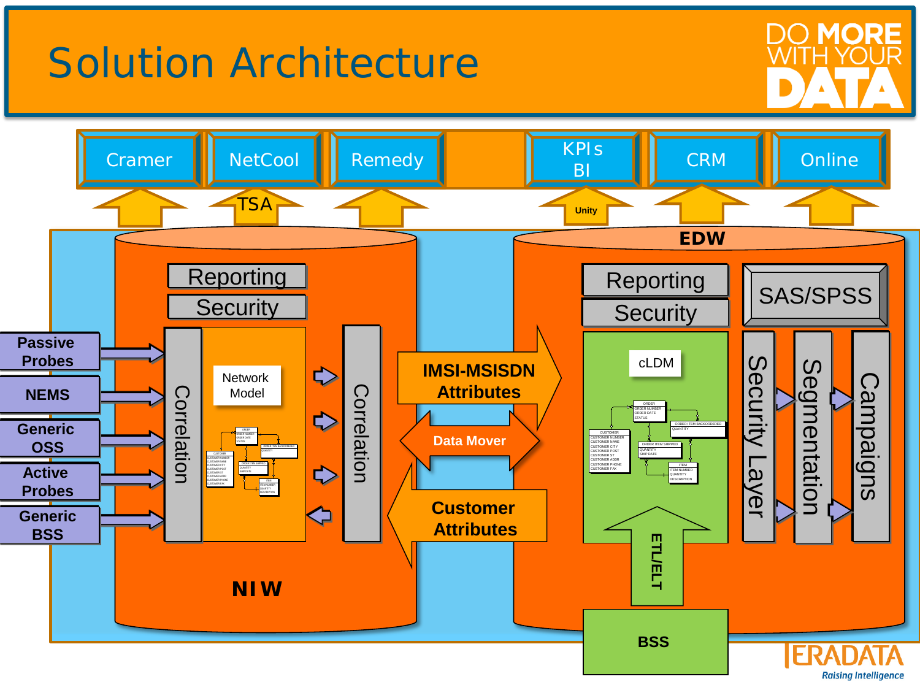# Solution Architecture

DO MORE WITH YOUR DATA

Cramer | NetCool | Remedy | KPIs BI | CRM | Online

TSA

Unity

EDW

NIW

Reporting

Security

Correlation

Network Model

Correlation

Passive Probes

NEMS

Generic OSS

Active Probes

Generic BSS

IMSI-MSISDN Attributes

Data Mover

Customer Attributes

Reporting

Security

SAS/SPSS

cLDM

Security Layer

Segmentation

Campaigns

ETL/ELT

BSS

TERADATA Raising Intelligence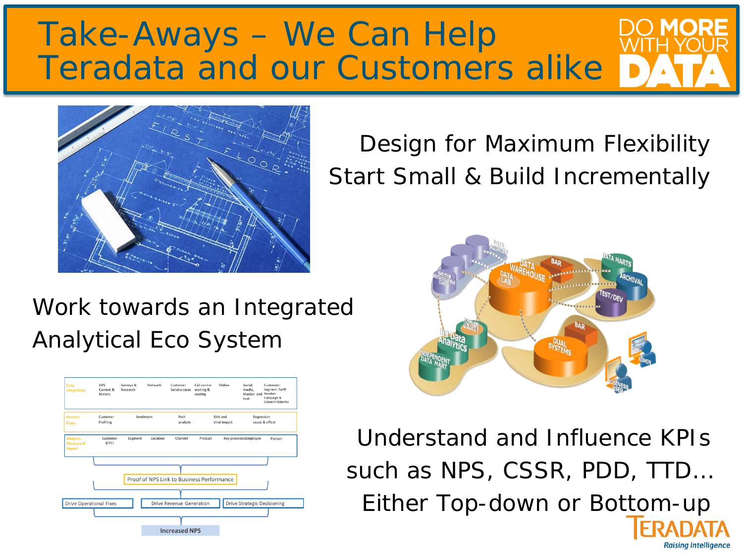# Take-Aways – We Can Help Teradata and our Customers alike

DO MORE WITH YOUR DATA

Design for Maximum Flexibility

Start Small & Build Incrementally

Work towards an Integrated Analytical Eco System

Data Integration | NPS Current & historic | Surveys & Research | Network | Customer Service cases | Call centre waiting & routing | Online | Social media, Market and text | Customer: Segment, Tariff Handset Campaign & Consent histories

Analysis Types | Customer Profiling | Sentiment | Path analysis | SNA and Viral Impact | Regression cause & effect

Analysis, Measure & Report | Customer (LTV) | Segment | Location | Channel | Product | Key processes | Employee | Partner

Proof of NPS Link to Business Performance

Drive Operational Fixes

Drive Revenue Generation

Drive Strategic Decisioning

Increased NPS

DATA SOURCES

semi structured Data

DATA WAREHOUSE

DATA LAB

BAR

DATA MARTS

ARCHIVAL

TEST/DEV

Discovery

Big Data Analytics

INDEPENDENT DATA MART

BAR

DUAL SYSTEMS

ADMIN

BUSINESS USER

Understand and Influence KPIs such as NPS, CSSR, PDD, TTD…

Either Top-down or Bottom-up

TERADATA
Raising Intelligence